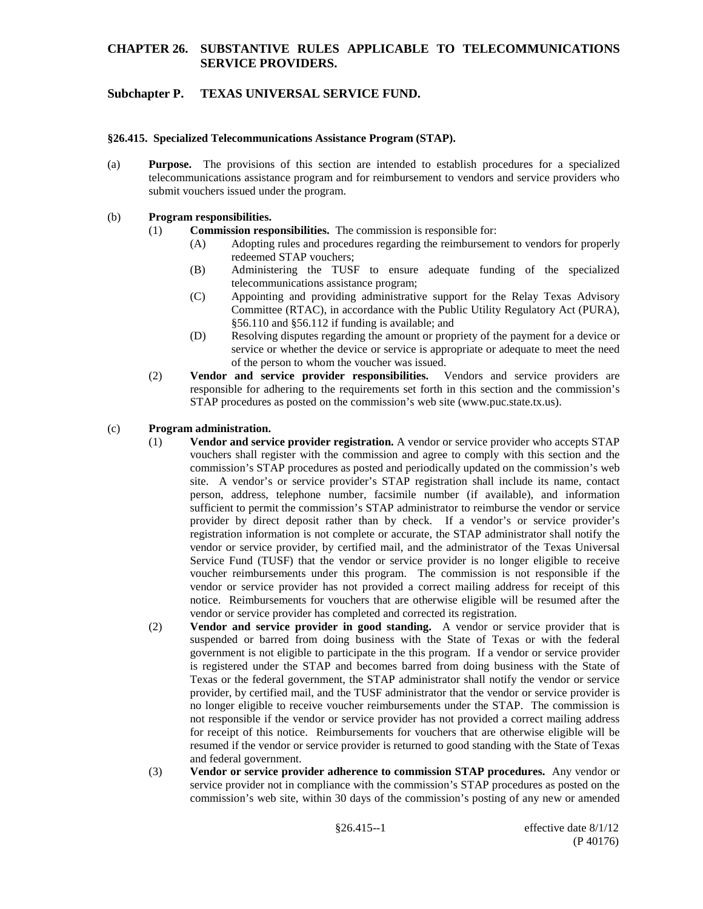# CHAPTER 26. SUBSTANTIVE RULES APPLICABLE TO TELECOMMUNICATIONS SERVICE PROVIDERS.

## Subchapter P. TEXAS UNIVERSAL SERVICE FUND.

### §26.415. Specialized Telecommunications Assistance Program (STAP).

(a) **Purpose.** The provisions of this section are intended to establish procedures for a specialized telecommunications assistance program and for reimbursement to vendors and service providers who submit vouchers issued under the program.

(b) **Program responsibilities.**

(1) **Commission responsibilities.** The commission is responsible for:

(A) Adopting rules and procedures regarding the reimbursement to vendors for properly redeemed STAP vouchers;

(B) Administering the TUSF to ensure adequate funding of the specialized telecommunications assistance program;

(C) Appointing and providing administrative support for the Relay Texas Advisory Committee (RTAC), in accordance with the Public Utility Regulatory Act (PURA), §56.110 and §56.112 if funding is available; and

(D) Resolving disputes regarding the amount or propriety of the payment for a device or service or whether the device or service is appropriate or adequate to meet the need of the person to whom the voucher was issued.

(2) **Vendor and service provider responsibilities.** Vendors and service providers are responsible for adhering to the requirements set forth in this section and the commission's STAP procedures as posted on the commission's web site (www.puc.state.tx.us).

(c) **Program administration.**

(1) **Vendor and service provider registration.** A vendor or service provider who accepts STAP vouchers shall register with the commission and agree to comply with this section and the commission's STAP procedures as posted and periodically updated on the commission's web site. A vendor's or service provider's STAP registration shall include its name, contact person, address, telephone number, facsimile number (if available), and information sufficient to permit the commission's STAP administrator to reimburse the vendor or service provider by direct deposit rather than by check. If a vendor's or service provider's registration information is not complete or accurate, the STAP administrator shall notify the vendor or service provider, by certified mail, and the administrator of the Texas Universal Service Fund (TUSF) that the vendor or service provider is no longer eligible to receive voucher reimbursements under this program. The commission is not responsible if the vendor or service provider has not provided a correct mailing address for receipt of this notice. Reimbursements for vouchers that are otherwise eligible will be resumed after the vendor or service provider has completed and corrected its registration.

(2) **Vendor and service provider in good standing.** A vendor or service provider that is suspended or barred from doing business with the State of Texas or with the federal government is not eligible to participate in the this program. If a vendor or service provider is registered under the STAP and becomes barred from doing business with the State of Texas or the federal government, the STAP administrator shall notify the vendor or service provider, by certified mail, and the TUSF administrator that the vendor or service provider is no longer eligible to receive voucher reimbursements under the STAP. The commission is not responsible if the vendor or service provider has not provided a correct mailing address for receipt of this notice. Reimbursements for vouchers that are otherwise eligible will be resumed if the vendor or service provider is returned to good standing with the State of Texas and federal government.

(3) **Vendor or service provider adherence to commission STAP procedures.** Any vendor or service provider not in compliance with the commission's STAP procedures as posted on the commission's web site, within 30 days of the commission's posting of any new or amended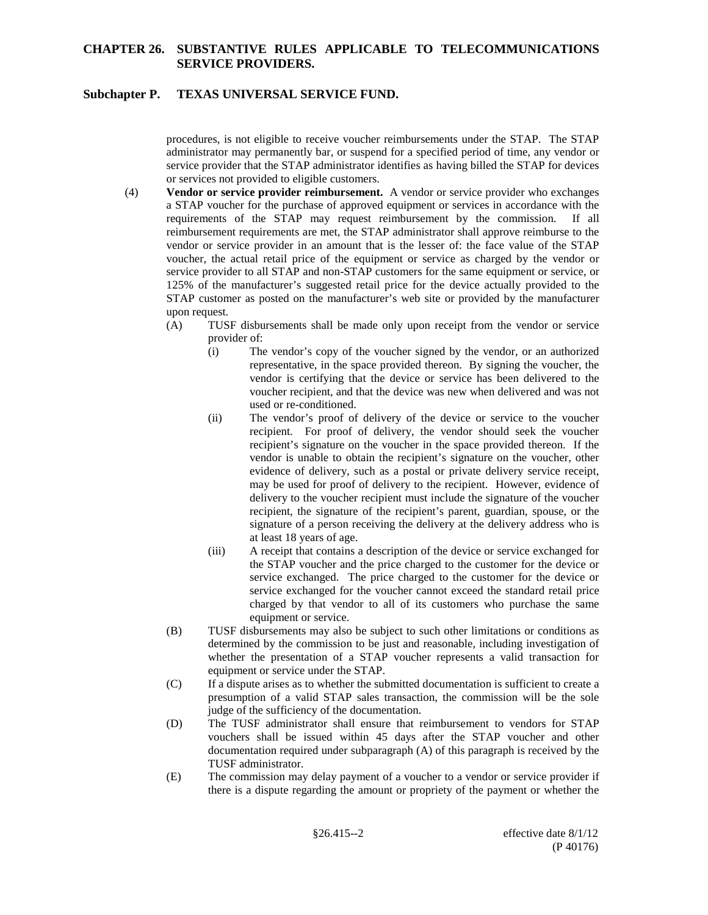procedures, is not eligible to receive voucher reimbursements under the STAP. The STAP administrator may permanently bar, or suspend for a specified period of time, any vendor or service provider that the STAP administrator identifies as having billed the STAP for devices or services not provided to eligible customers.

(4) **Vendor or service provider reimbursement.** A vendor or service provider who exchanges a STAP voucher for the purchase of approved equipment or services in accordance with the requirements of the STAP may request reimbursement by the commission. If all reimbursement requirements are met, the STAP administrator shall approve reimburse to the vendor or service provider in an amount that is the lesser of: the face value of the STAP voucher, the actual retail price of the equipment or service as charged by the vendor or service provider to all STAP and non-STAP customers for the same equipment or service, or 125% of the manufacturer's suggested retail price for the device actually provided to the STAP customer as posted on the manufacturer's web site or provided by the manufacturer upon request.

(A) TUSF disbursements shall be made only upon receipt from the vendor or service provider of:

(i) The vendor's copy of the voucher signed by the vendor, or an authorized representative, in the space provided thereon. By signing the voucher, the vendor is certifying that the device or service has been delivered to the voucher recipient, and that the device was new when delivered and was not used or re-conditioned.

(ii) The vendor's proof of delivery of the device or service to the voucher recipient. For proof of delivery, the vendor should seek the voucher recipient's signature on the voucher in the space provided thereon. If the vendor is unable to obtain the recipient's signature on the voucher, other evidence of delivery, such as a postal or private delivery service receipt, may be used for proof of delivery to the recipient. However, evidence of delivery to the voucher recipient must include the signature of the voucher recipient, the signature of the recipient's parent, guardian, spouse, or the signature of a person receiving the delivery at the delivery address who is at least 18 years of age.

(iii) A receipt that contains a description of the device or service exchanged for the STAP voucher and the price charged to the customer for the device or service exchanged. The price charged to the customer for the device or service exchanged for the voucher cannot exceed the standard retail price charged by that vendor to all of its customers who purchase the same equipment or service.

(B) TUSF disbursements may also be subject to such other limitations or conditions as determined by the commission to be just and reasonable, including investigation of whether the presentation of a STAP voucher represents a valid transaction for equipment or service under the STAP.

(C) If a dispute arises as to whether the submitted documentation is sufficient to create a presumption of a valid STAP sales transaction, the commission will be the sole judge of the sufficiency of the documentation.

(D) The TUSF administrator shall ensure that reimbursement to vendors for STAP vouchers shall be issued within 45 days after the STAP voucher and other documentation required under subparagraph (A) of this paragraph is received by the TUSF administrator.

(E) The commission may delay payment of a voucher to a vendor or service provider if there is a dispute regarding the amount or propriety of the payment or whether the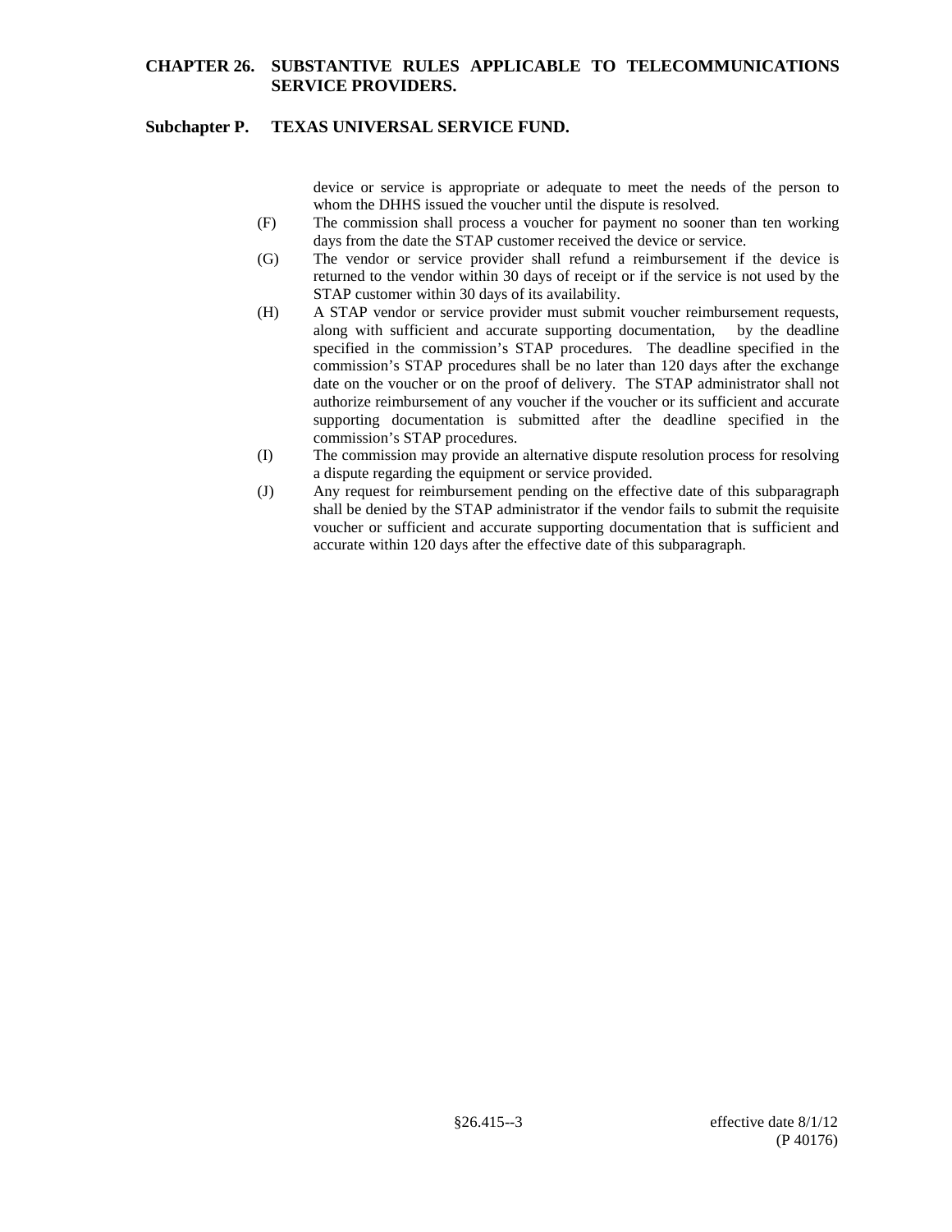device or service is appropriate or adequate to meet the needs of the person to whom the DHHS issued the voucher until the dispute is resolved.

(F) The commission shall process a voucher for payment no sooner than ten working days from the date the STAP customer received the device or service.

(G) The vendor or service provider shall refund a reimbursement if the device is returned to the vendor within 30 days of receipt or if the service is not used by the STAP customer within 30 days of its availability.

(H) A STAP vendor or service provider must submit voucher reimbursement requests, along with sufficient and accurate supporting documentation, by the deadline specified in the commission's STAP procedures. The deadline specified in the commission's STAP procedures shall be no later than 120 days after the exchange date on the voucher or on the proof of delivery. The STAP administrator shall not authorize reimbursement of any voucher if the voucher or its sufficient and accurate supporting documentation is submitted after the deadline specified in the commission's STAP procedures.

(I) The commission may provide an alternative dispute resolution process for resolving a dispute regarding the equipment or service provided.

(J) Any request for reimbursement pending on the effective date of this subparagraph shall be denied by the STAP administrator if the vendor fails to submit the requisite voucher or sufficient and accurate supporting documentation that is sufficient and accurate within 120 days after the effective date of this subparagraph.